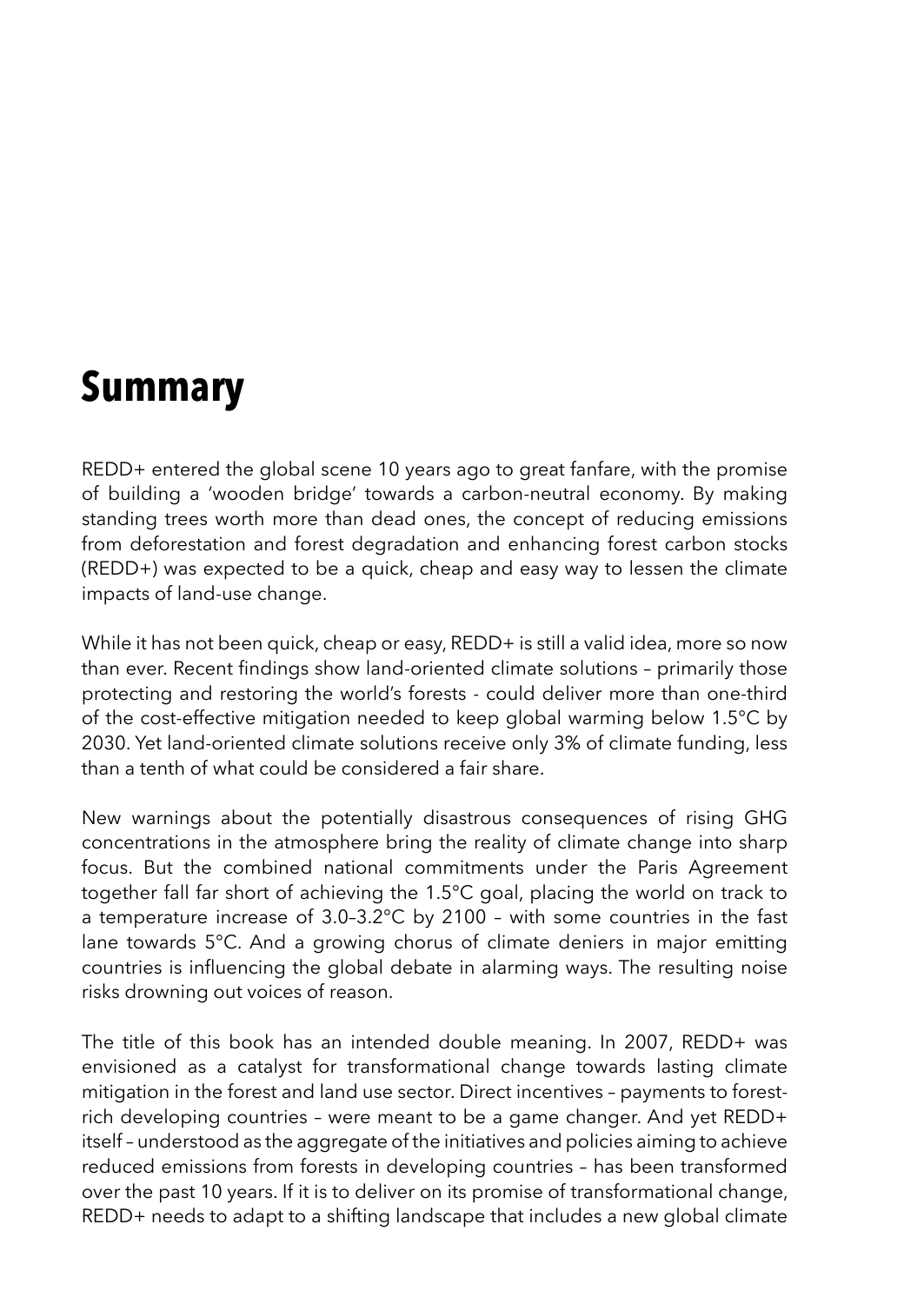# Summary

REDD+ entered the global scene 10 years ago to great fanfare, with the promise of building a 'wooden bridge' towards a carbon-neutral economy. By making standing trees worth more than dead ones, the concept of reducing emissions from deforestation and forest degradation and enhancing forest carbon stocks (REDD+) was expected to be a quick, cheap and easy way to lessen the climate impacts of land-use change.

While it has not been quick, cheap or easy, REDD+ is still a valid idea, more so now than ever. Recent findings show land-oriented climate solutions – primarily those protecting and restoring the world's forests - could deliver more than one-third of the cost-effective mitigation needed to keep global warming below 1.5°C by 2030. Yet land-oriented climate solutions receive only 3% of climate funding, less than a tenth of what could be considered a fair share.

New warnings about the potentially disastrous consequences of rising GHG concentrations in the atmosphere bring the reality of climate change into sharp focus. But the combined national commitments under the Paris Agreement together fall far short of achieving the 1.5°C goal, placing the world on track to a temperature increase of 3.0–3.2°C by 2100 – with some countries in the fast lane towards 5°C. And a growing chorus of climate deniers in major emitting countries is influencing the global debate in alarming ways. The resulting noise risks drowning out voices of reason.

The title of this book has an intended double meaning. In 2007, REDD+ was envisioned as a catalyst for transformational change towards lasting climate mitigation in the forest and land use sector. Direct incentives – payments to forest-rich developing countries – were meant to be a game changer. And yet REDD+ itself – understood as the aggregate of the initiatives and policies aiming to achieve reduced emissions from forests in developing countries – has been transformed over the past 10 years. If it is to deliver on its promise of transformational change, REDD+ needs to adapt to a shifting landscape that includes a new global climate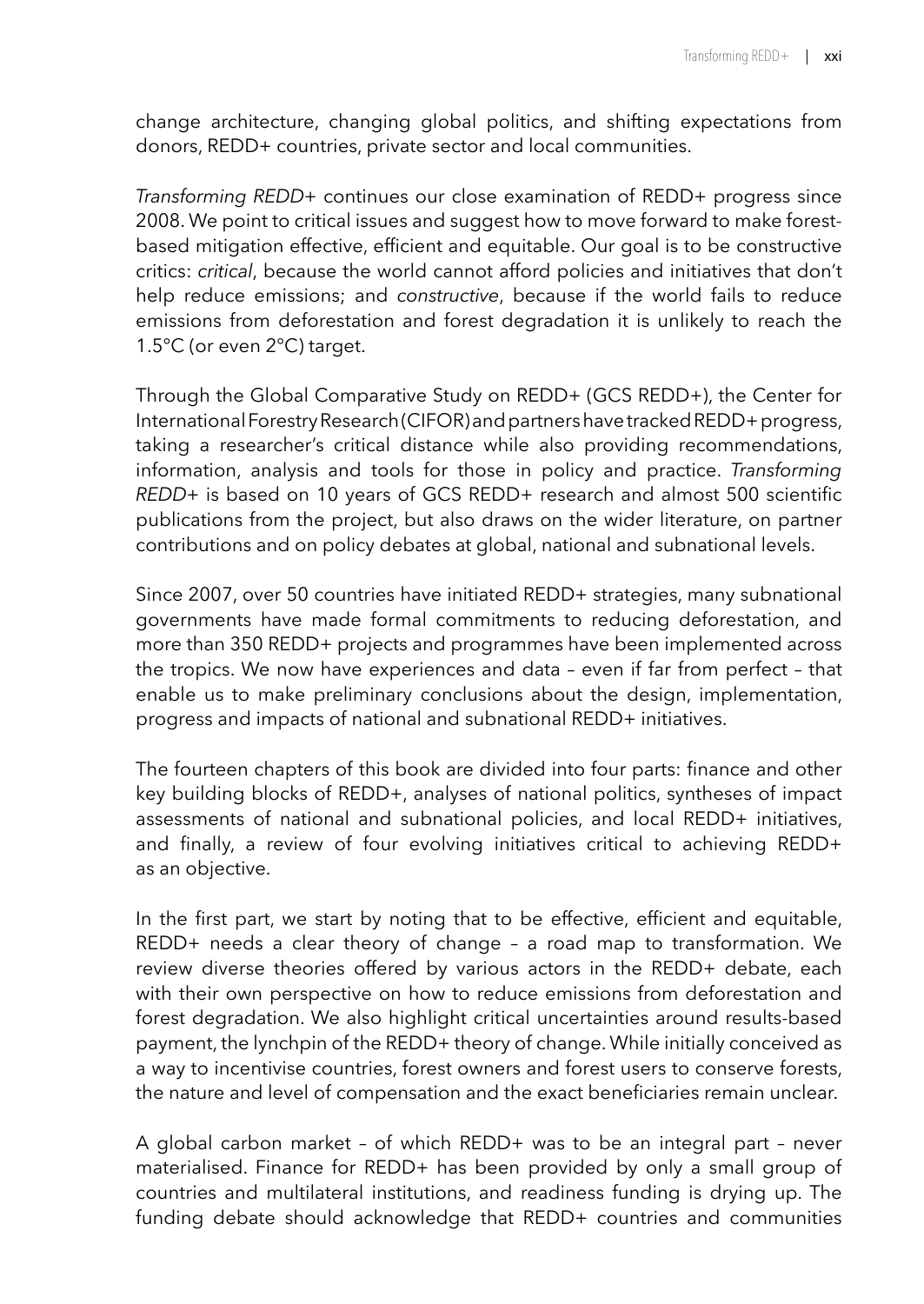change architecture, changing global politics, and shifting expectations from donors, REDD+ countries, private sector and local communities.

*Transforming REDD+* continues our close examination of REDD+ progress since 2008. We point to critical issues and suggest how to move forward to make forest-based mitigation effective, efficient and equitable. Our goal is to be constructive critics: *critical*, because the world cannot afford policies and initiatives that don't help reduce emissions; and *constructive*, because if the world fails to reduce emissions from deforestation and forest degradation it is unlikely to reach the 1.5°C (or even 2°C) target.

Through the Global Comparative Study on REDD+ (GCS REDD+), the Center for International Forestry Research (CIFOR) and partners have tracked REDD+ progress, taking a researcher's critical distance while also providing recommendations, information, analysis and tools for those in policy and practice. *Transforming REDD+* is based on 10 years of GCS REDD+ research and almost 500 scientific publications from the project, but also draws on the wider literature, on partner contributions and on policy debates at global, national and subnational levels.

Since 2007, over 50 countries have initiated REDD+ strategies, many subnational governments have made formal commitments to reducing deforestation, and more than 350 REDD+ projects and programmes have been implemented across the tropics. We now have experiences and data – even if far from perfect – that enable us to make preliminary conclusions about the design, implementation, progress and impacts of national and subnational REDD+ initiatives.

The fourteen chapters of this book are divided into four parts: finance and other key building blocks of REDD+, analyses of national politics, syntheses of impact assessments of national and subnational policies, and local REDD+ initiatives, and finally, a review of four evolving initiatives critical to achieving REDD+ as an objective.

In the first part, we start by noting that to be effective, efficient and equitable, REDD+ needs a clear theory of change – a road map to transformation. We review diverse theories offered by various actors in the REDD+ debate, each with their own perspective on how to reduce emissions from deforestation and forest degradation. We also highlight critical uncertainties around results-based payment, the lynchpin of the REDD+ theory of change. While initially conceived as a way to incentivise countries, forest owners and forest users to conserve forests, the nature and level of compensation and the exact beneficiaries remain unclear.

A global carbon market – of which REDD+ was to be an integral part – never materialised. Finance for REDD+ has been provided by only a small group of countries and multilateral institutions, and readiness funding is drying up. The funding debate should acknowledge that REDD+ countries and communities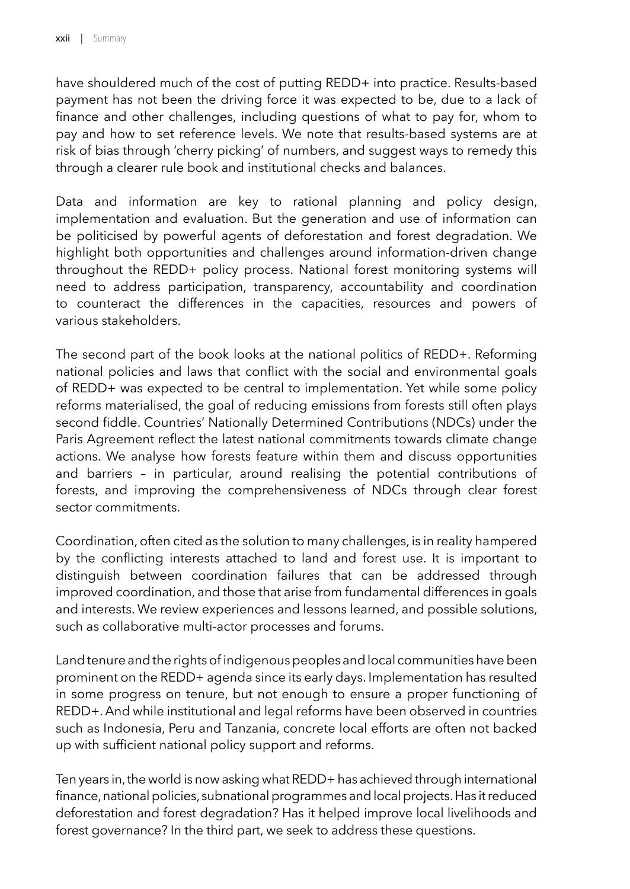have shouldered much of the cost of putting REDD+ into practice. Results-based payment has not been the driving force it was expected to be, due to a lack of finance and other challenges, including questions of what to pay for, whom to pay and how to set reference levels. We note that results-based systems are at risk of bias through 'cherry picking' of numbers, and suggest ways to remedy this through a clearer rule book and institutional checks and balances.

Data and information are key to rational planning and policy design, implementation and evaluation. But the generation and use of information can be politicised by powerful agents of deforestation and forest degradation. We highlight both opportunities and challenges around information-driven change throughout the REDD+ policy process. National forest monitoring systems will need to address participation, transparency, accountability and coordination to counteract the differences in the capacities, resources and powers of various stakeholders.

The second part of the book looks at the national politics of REDD+. Reforming national policies and laws that conflict with the social and environmental goals of REDD+ was expected to be central to implementation. Yet while some policy reforms materialised, the goal of reducing emissions from forests still often plays second fiddle. Countries' Nationally Determined Contributions (NDCs) under the Paris Agreement reflect the latest national commitments towards climate change actions. We analyse how forests feature within them and discuss opportunities and barriers – in particular, around realising the potential contributions of forests, and improving the comprehensiveness of NDCs through clear forest sector commitments.

Coordination, often cited as the solution to many challenges, is in reality hampered by the conflicting interests attached to land and forest use. It is important to distinguish between coordination failures that can be addressed through improved coordination, and those that arise from fundamental differences in goals and interests. We review experiences and lessons learned, and possible solutions, such as collaborative multi-actor processes and forums.

Land tenure and the rights of indigenous peoples and local communities have been prominent on the REDD+ agenda since its early days. Implementation has resulted in some progress on tenure, but not enough to ensure a proper functioning of REDD+. And while institutional and legal reforms have been observed in countries such as Indonesia, Peru and Tanzania, concrete local efforts are often not backed up with sufficient national policy support and reforms.

Ten years in, the world is now asking what REDD+ has achieved through international finance, national policies, subnational programmes and local projects. Has it reduced deforestation and forest degradation? Has it helped improve local livelihoods and forest governance? In the third part, we seek to address these questions.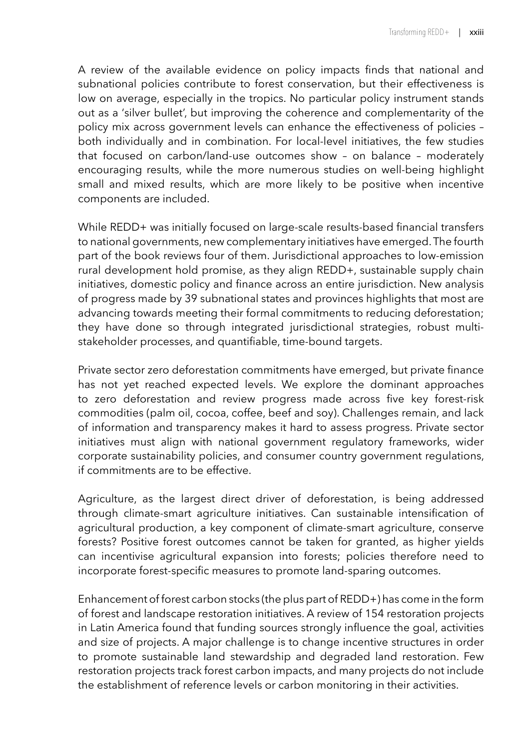A review of the available evidence on policy impacts finds that national and subnational policies contribute to forest conservation, but their effectiveness is low on average, especially in the tropics. No particular policy instrument stands out as a 'silver bullet', but improving the coherence and complementarity of the policy mix across government levels can enhance the effectiveness of policies – both individually and in combination. For local-level initiatives, the few studies that focused on carbon/land-use outcomes show – on balance – moderately encouraging results, while the more numerous studies on well-being highlight small and mixed results, which are more likely to be positive when incentive components are included.

While REDD+ was initially focused on large-scale results-based financial transfers to national governments, new complementary initiatives have emerged. The fourth part of the book reviews four of them. Jurisdictional approaches to low-emission rural development hold promise, as they align REDD+, sustainable supply chain initiatives, domestic policy and finance across an entire jurisdiction. New analysis of progress made by 39 subnational states and provinces highlights that most are advancing towards meeting their formal commitments to reducing deforestation; they have done so through integrated jurisdictional strategies, robust multi-stakeholder processes, and quantifiable, time-bound targets.

Private sector zero deforestation commitments have emerged, but private finance has not yet reached expected levels. We explore the dominant approaches to zero deforestation and review progress made across five key forest-risk commodities (palm oil, cocoa, coffee, beef and soy). Challenges remain, and lack of information and transparency makes it hard to assess progress. Private sector initiatives must align with national government regulatory frameworks, wider corporate sustainability policies, and consumer country government regulations, if commitments are to be effective.

Agriculture, as the largest direct driver of deforestation, is being addressed through climate-smart agriculture initiatives. Can sustainable intensification of agricultural production, a key component of climate-smart agriculture, conserve forests? Positive forest outcomes cannot be taken for granted, as higher yields can incentivise agricultural expansion into forests; policies therefore need to incorporate forest-specific measures to promote land-sparing outcomes.

Enhancement of forest carbon stocks (the plus part of REDD+) has come in the form of forest and landscape restoration initiatives. A review of 154 restoration projects in Latin America found that funding sources strongly influence the goal, activities and size of projects. A major challenge is to change incentive structures in order to promote sustainable land stewardship and degraded land restoration. Few restoration projects track forest carbon impacts, and many projects do not include the establishment of reference levels or carbon monitoring in their activities.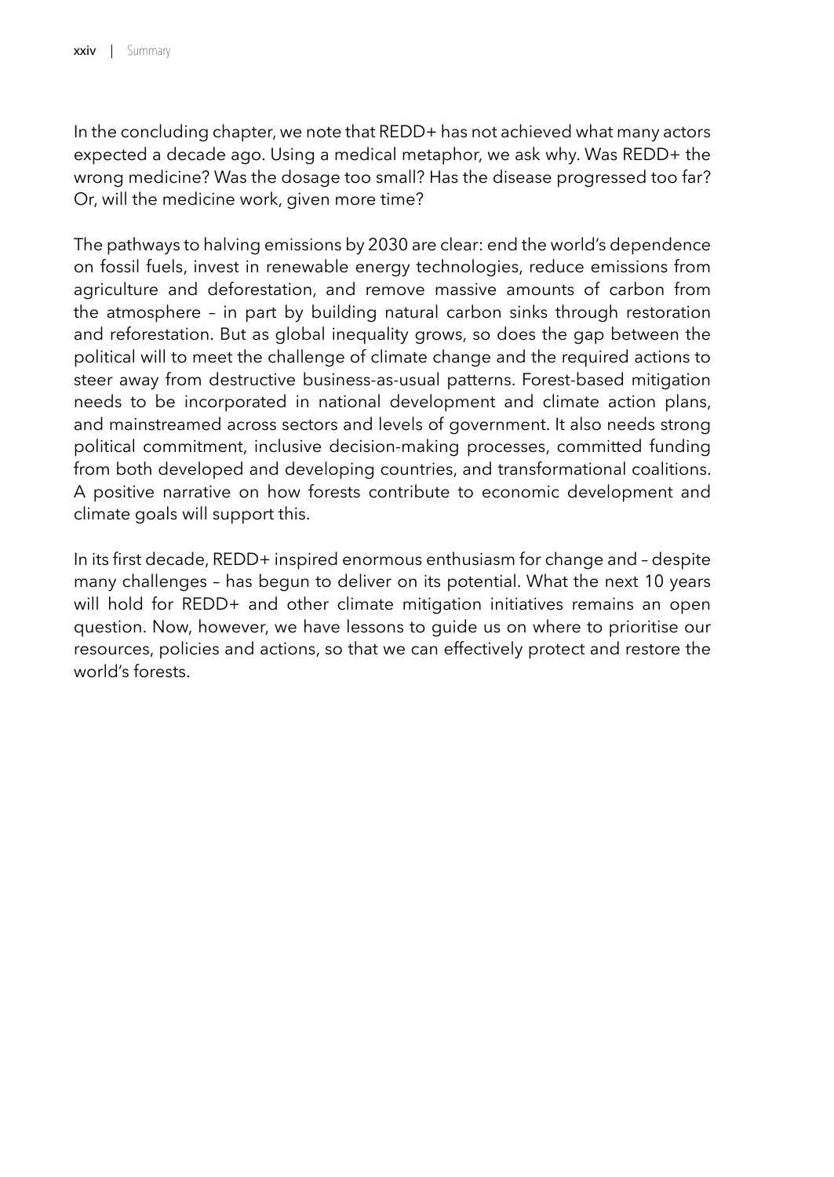In the concluding chapter, we note that REDD+ has not achieved what many actors expected a decade ago. Using a medical metaphor, we ask why. Was REDD+ the wrong medicine? Was the dosage too small? Has the disease progressed too far? Or, will the medicine work, given more time?

The pathways to halving emissions by 2030 are clear: end the world's dependence on fossil fuels, invest in renewable energy technologies, reduce emissions from agriculture and deforestation, and remove massive amounts of carbon from the atmosphere – in part by building natural carbon sinks through restoration and reforestation. But as global inequality grows, so does the gap between the political will to meet the challenge of climate change and the required actions to steer away from destructive business-as-usual patterns. Forest-based mitigation needs to be incorporated in national development and climate action plans, and mainstreamed across sectors and levels of government. It also needs strong political commitment, inclusive decision-making processes, committed funding from both developed and developing countries, and transformational coalitions. A positive narrative on how forests contribute to economic development and climate goals will support this.

In its first decade, REDD+ inspired enormous enthusiasm for change and – despite many challenges – has begun to deliver on its potential. What the next 10 years will hold for REDD+ and other climate mitigation initiatives remains an open question. Now, however, we have lessons to guide us on where to prioritise our resources, policies and actions, so that we can effectively protect and restore the world's forests.